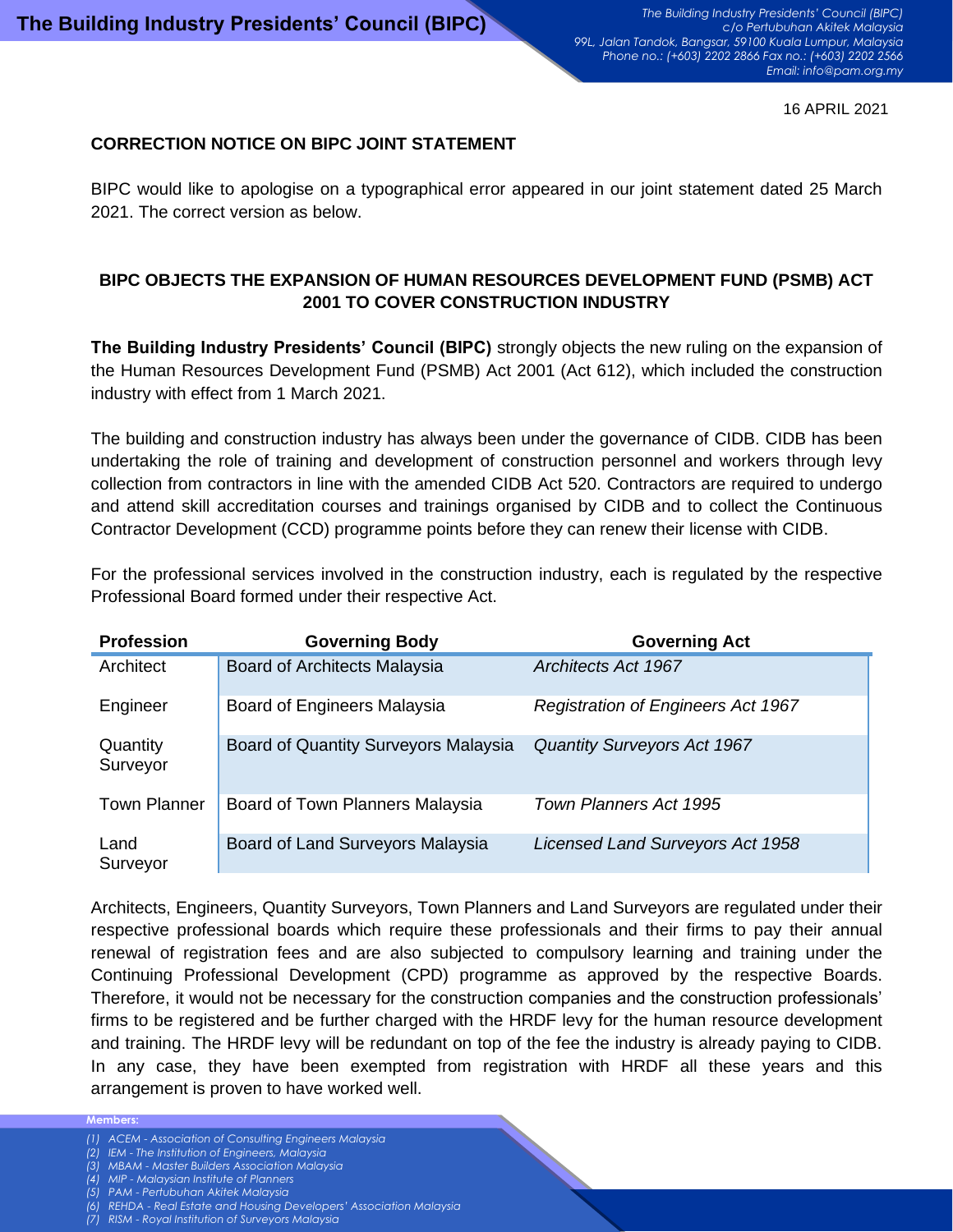16 APRIL 2021

**CORRECTION NOTICE ON BIPC JOINT STATEMENT**

BIPC would like to apologise on a typographical error appeared in our joint statement dated 25 March 2021. The correct version as below.

## BIPC OBJECTS THE EXPANSION OF HUMAN RESOURCES DEVELOPMENT FUND (PSMB) ACT 2001 TO COVER CONSTRUCTION INDUSTRY

**The Building Industry Presidents' Council (BIPC)** strongly objects the new ruling on the expansion of the Human Resources Development Fund (PSMB) Act 2001 (Act 612), which included the construction industry with effect from 1 March 2021.

The building and construction industry has always been under the governance of CIDB. CIDB has been undertaking the role of training and development of construction personnel and workers through levy collection from contractors in line with the amended CIDB Act 520. Contractors are required to undergo and attend skill accreditation courses and trainings organised by CIDB and to collect the Continuous Contractor Development (CCD) programme points before they can renew their license with CIDB.

For the professional services involved in the construction industry, each is regulated by the respective Professional Board formed under their respective Act.

| Profession | Governing Body | Governing Act |
|---|---|---|
| Architect | Board of Architects Malaysia | *Architects Act 1967* |
| Engineer | Board of Engineers Malaysia | *Registration of Engineers Act 1967* |
| Quantity Surveyor | Board of Quantity Surveyors Malaysia | *Quantity Surveyors Act 1967* |
| Town Planner | Board of Town Planners Malaysia | *Town Planners Act 1995* |
| Land Surveyor | Board of Land Surveyors Malaysia | *Licensed Land Surveyors Act 1958* |

Architects, Engineers, Quantity Surveyors, Town Planners and Land Surveyors are regulated under their respective professional boards which require these professionals and their firms to pay their annual renewal of registration fees and are also subjected to compulsory learning and training under the Continuing Professional Development (CPD) programme as approved by the respective Boards. Therefore, it would not be necessary for the construction companies and the construction professionals' firms to be registered and be further charged with the HRDF levy for the human resource development and training. The HRDF levy will be redundant on top of the fee the industry is already paying to CIDB. In any case, they have been exempted from registration with HRDF all these years and this arrangement is proven to have worked well.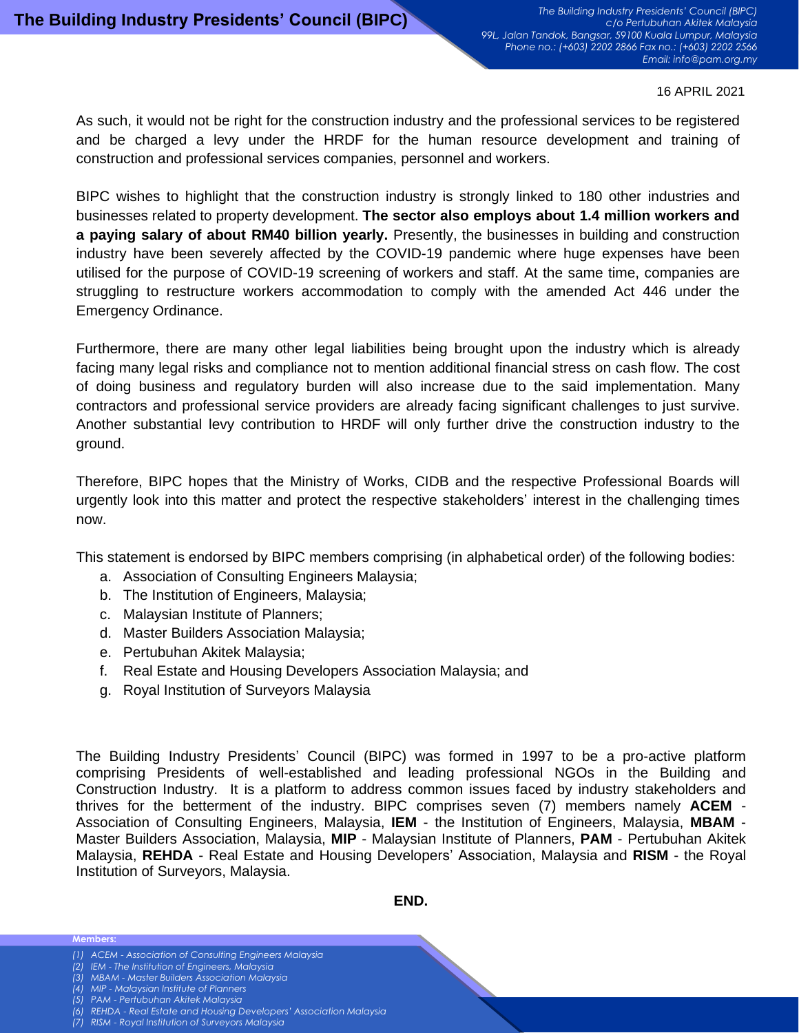16 APRIL 2021

As such, it would not be right for the construction industry and the professional services to be registered and be charged a levy under the HRDF for the human resource development and training of construction and professional services companies, personnel and workers.

BIPC wishes to highlight that the construction industry is strongly linked to 180 other industries and businesses related to property development. **The sector also employs about 1.4 million workers and a paying salary of about RM40 billion yearly.** Presently, the businesses in building and construction industry have been severely affected by the COVID-19 pandemic where huge expenses have been utilised for the purpose of COVID-19 screening of workers and staff. At the same time, companies are struggling to restructure workers accommodation to comply with the amended Act 446 under the Emergency Ordinance.

Furthermore, there are many other legal liabilities being brought upon the industry which is already facing many legal risks and compliance not to mention additional financial stress on cash flow. The cost of doing business and regulatory burden will also increase due to the said implementation. Many contractors and professional service providers are already facing significant challenges to just survive. Another substantial levy contribution to HRDF will only further drive the construction industry to the ground.

Therefore, BIPC hopes that the Ministry of Works, CIDB and the respective Professional Boards will urgently look into this matter and protect the respective stakeholders' interest in the challenging times now.

This statement is endorsed by BIPC members comprising (in alphabetical order) of the following bodies:

a. Association of Consulting Engineers Malaysia;
b. The Institution of Engineers, Malaysia;
c. Malaysian Institute of Planners;
d. Master Builders Association Malaysia;
e. Pertubuhan Akitek Malaysia;
f. Real Estate and Housing Developers Association Malaysia; and
g. Royal Institution of Surveyors Malaysia

The Building Industry Presidents' Council (BIPC) was formed in 1997 to be a pro-active platform comprising Presidents of well-established and leading professional NGOs in the Building and Construction Industry. It is a platform to address common issues faced by industry stakeholders and thrives for the betterment of the industry. BIPC comprises seven (7) members namely **ACEM** - Association of Consulting Engineers, Malaysia, **IEM** - the Institution of Engineers, Malaysia, **MBAM** - Master Builders Association, Malaysia, **MIP** - Malaysian Institute of Planners, **PAM** - Pertubuhan Akitek Malaysia, **REHDA** - Real Estate and Housing Developers' Association, Malaysia and **RISM** - the Royal Institution of Surveyors, Malaysia.

**END.**